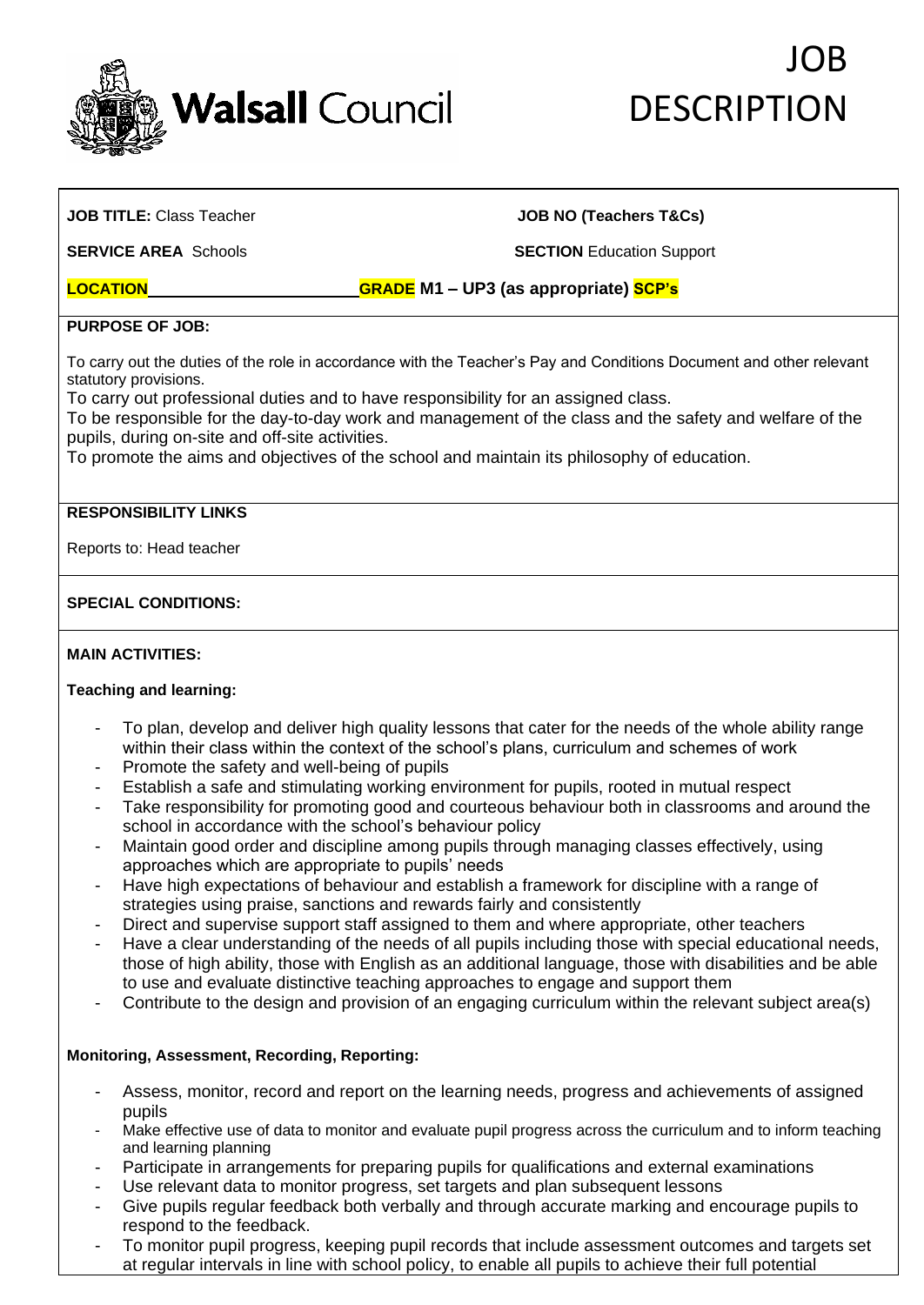Walsall Council

# JOB DESCRIPTION

**JOB TITLE:** Class Teacher

**JOB NO (Teachers T&Cs)**

**SERVICE AREA** Schools

**SECTION** Education Support

**LOCATION**\_\_\_\_\_\_\_\_\_\_\_\_\_\_\_\_\_\_\_\_\_\_ **GRADE M1 – UP3 (as appropriate) SCP's**

**PURPOSE OF JOB:**

To carry out the duties of the role in accordance with the Teacher's Pay and Conditions Document and other relevant statutory provisions.

To carry out professional duties and to have responsibility for an assigned class.

To be responsible for the day-to-day work and management of the class and the safety and welfare of the pupils, during on-site and off-site activities.

To promote the aims and objectives of the school and maintain its philosophy of education.

**RESPONSIBILITY LINKS**

Reports to: Head teacher

**SPECIAL CONDITIONS:**

**MAIN ACTIVITIES:**

**Teaching and learning:**

- To plan, develop and deliver high quality lessons that cater for the needs of the whole ability range within their class within the context of the school's plans, curriculum and schemes of work
- Promote the safety and well-being of pupils
- Establish a safe and stimulating working environment for pupils, rooted in mutual respect
- Take responsibility for promoting good and courteous behaviour both in classrooms and around the school in accordance with the school's behaviour policy
- Maintain good order and discipline among pupils through managing classes effectively, using approaches which are appropriate to pupils' needs
- Have high expectations of behaviour and establish a framework for discipline with a range of strategies using praise, sanctions and rewards fairly and consistently
- Direct and supervise support staff assigned to them and where appropriate, other teachers
- Have a clear understanding of the needs of all pupils including those with special educational needs, those of high ability, those with English as an additional language, those with disabilities and be able to use and evaluate distinctive teaching approaches to engage and support them
- Contribute to the design and provision of an engaging curriculum within the relevant subject area(s)

**Monitoring, Assessment, Recording, Reporting:**

- Assess, monitor, record and report on the learning needs, progress and achievements of assigned pupils
- Make effective use of data to monitor and evaluate pupil progress across the curriculum and to inform teaching and learning planning
- Participate in arrangements for preparing pupils for qualifications and external examinations
- Use relevant data to monitor progress, set targets and plan subsequent lessons
- Give pupils regular feedback both verbally and through accurate marking and encourage pupils to respond to the feedback.
- To monitor pupil progress, keeping pupil records that include assessment outcomes and targets set at regular intervals in line with school policy, to enable all pupils to achieve their full potential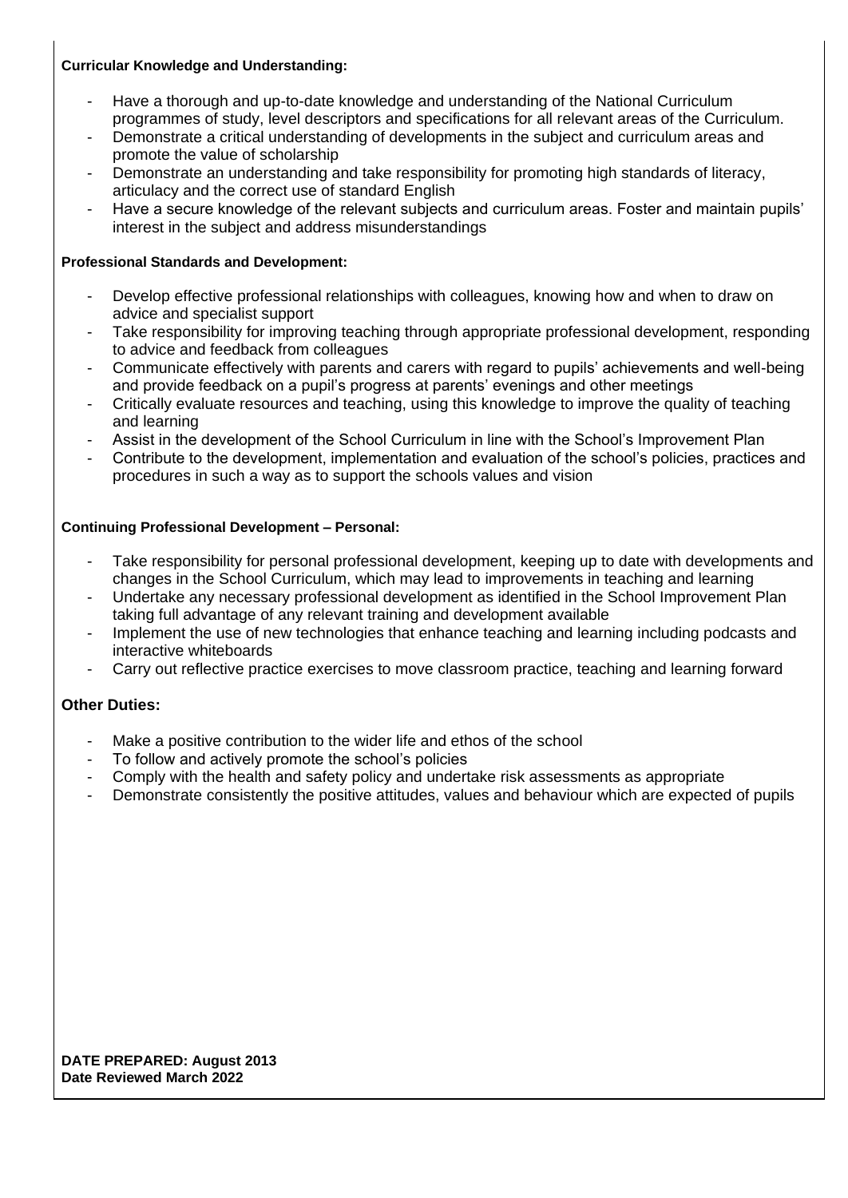**Curricular Knowledge and Understanding:**

- Have a thorough and up-to-date knowledge and understanding of the National Curriculum programmes of study, level descriptors and specifications for all relevant areas of the Curriculum.
- Demonstrate a critical understanding of developments in the subject and curriculum areas and promote the value of scholarship
- Demonstrate an understanding and take responsibility for promoting high standards of literacy, articulacy and the correct use of standard English
- Have a secure knowledge of the relevant subjects and curriculum areas. Foster and maintain pupils' interest in the subject and address misunderstandings

**Professional Standards and Development:**

- Develop effective professional relationships with colleagues, knowing how and when to draw on advice and specialist support
- Take responsibility for improving teaching through appropriate professional development, responding to advice and feedback from colleagues
- Communicate effectively with parents and carers with regard to pupils' achievements and well-being and provide feedback on a pupil's progress at parents' evenings and other meetings
- Critically evaluate resources and teaching, using this knowledge to improve the quality of teaching and learning
- Assist in the development of the School Curriculum in line with the School's Improvement Plan
- Contribute to the development, implementation and evaluation of the school's policies, practices and procedures in such a way as to support the schools values and vision

**Continuing Professional Development – Personal:**

- Take responsibility for personal professional development, keeping up to date with developments and changes in the School Curriculum, which may lead to improvements in teaching and learning
- Undertake any necessary professional development as identified in the School Improvement Plan taking full advantage of any relevant training and development available
- Implement the use of new technologies that enhance teaching and learning including podcasts and interactive whiteboards
- Carry out reflective practice exercises to move classroom practice, teaching and learning forward

**Other Duties:**

- Make a positive contribution to the wider life and ethos of the school
- To follow and actively promote the school's policies
- Comply with the health and safety policy and undertake risk assessments as appropriate
- Demonstrate consistently the positive attitudes, values and behaviour which are expected of pupils

**DATE PREPARED: August 2013**
**Date Reviewed March 2022**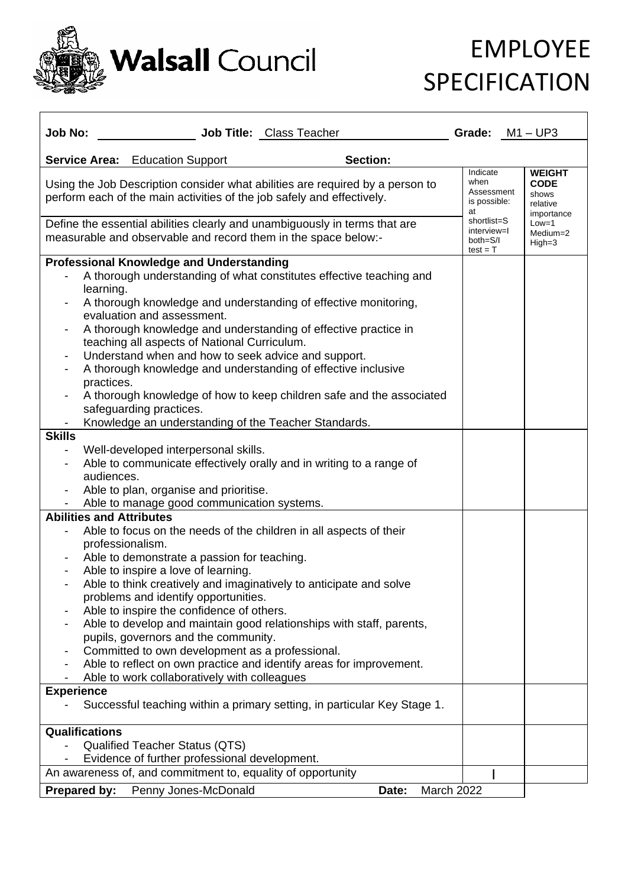Walsall Council

# EMPLOYEE SPECIFICATION

| | | |
|---|---|---|
| **Job No:** **Job Title:** Class Teacher **Grade:** M1 – UP3 | | |
| **Service Area:** Education Support **Section:** | | |
| Using the Job Description consider what abilities are required by a person to perform each of the main activities of the job safely and effectively.<br><br>Define the essential abilities clearly and unambiguously in terms that are measurable and observable and record them in the space below:- | Indicate when Assessment is possible: at shortlist=S interview=I both=S/I test = T | **WEIGHT CODE** shows relative importance Low=1 Medium=2 High=3 |
| **Professional Knowledge and Understanding**<br>- A thorough understanding of what constitutes effective teaching and learning.<br>- A thorough knowledge and understanding of effective monitoring, evaluation and assessment.<br>- A thorough knowledge and understanding of effective practice in teaching all aspects of National Curriculum.<br>- Understand when and how to seek advice and support.<br>- A thorough knowledge and understanding of effective inclusive practices.<br>- A thorough knowledge of how to keep children safe and the associated safeguarding practices.<br>- Knowledge an understanding of the Teacher Standards. | | |
| **Skills**<br>- Well-developed interpersonal skills.<br>- Able to communicate effectively orally and in writing to a range of audiences.<br>- Able to plan, organise and prioritise.<br>- Able to manage good communication systems. | | |
| **Abilities and Attributes**<br>- Able to focus on the needs of the children in all aspects of their professionalism.<br>- Able to demonstrate a passion for teaching.<br>- Able to inspire a love of learning.<br>- Able to think creatively and imaginatively to anticipate and solve problems and identify opportunities.<br>- Able to inspire the confidence of others.<br>- Able to develop and maintain good relationships with staff, parents, pupils, governors and the community.<br>- Committed to own development as a professional.<br>- Able to reflect on own practice and identify areas for improvement.<br>- Able to work collaboratively with colleagues | | |
| **Experience**<br>- Successful teaching within a primary setting, in particular Key Stage 1. | | |
| **Qualifications**<br>- Qualified Teacher Status (QTS)<br>- Evidence of further professional development. | | |
| An awareness of, and commitment to, equality of opportunity | I | |
| **Prepared by:** Penny Jones-McDonald **Date:** March 2022 | | |